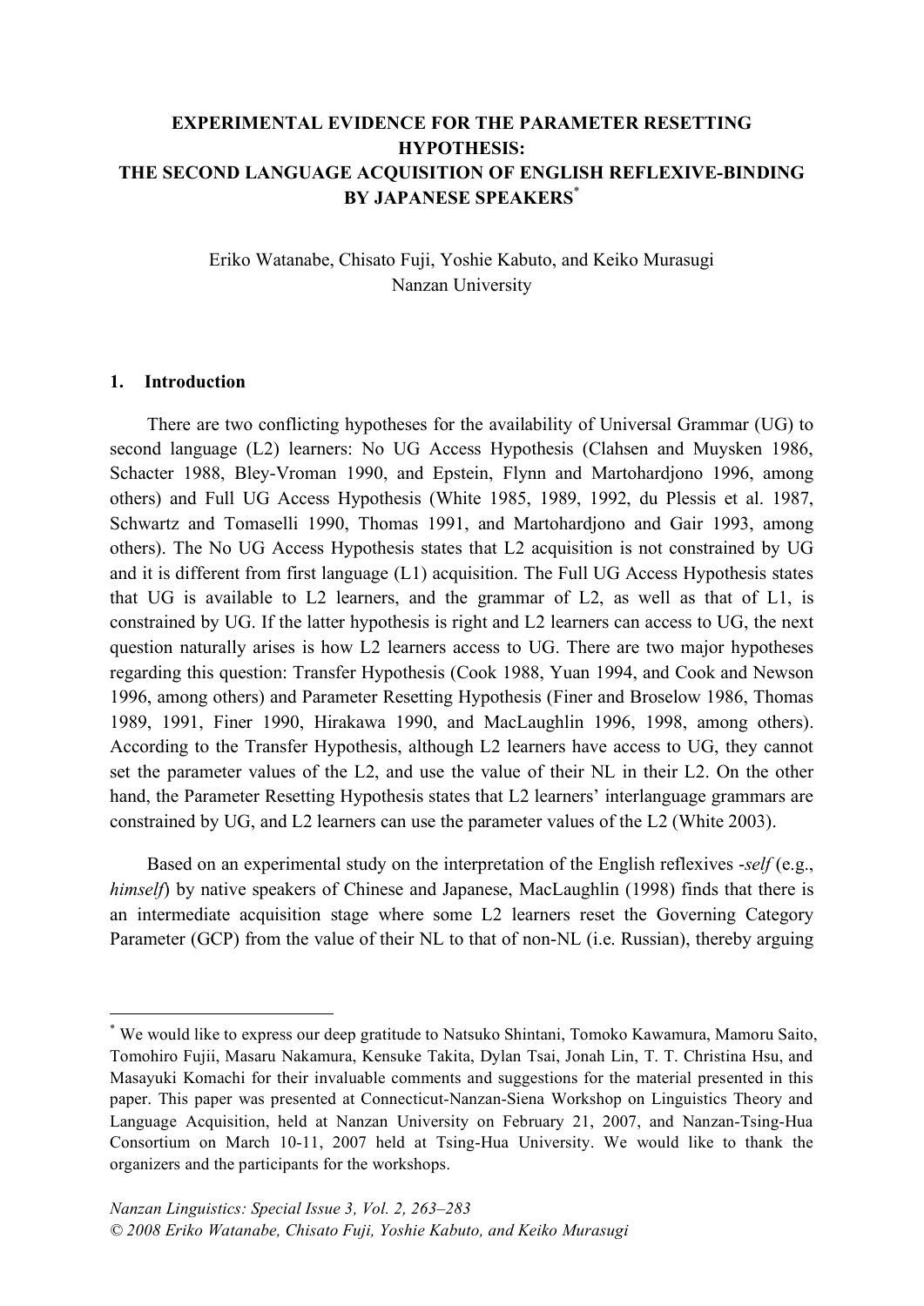# EXPERIMENTAL EVIDENCE FOR THE PARAMETER RESETTING HYPOTHESIS: THE SECOND LANGUAGE ACQUISITION OF ENGLISH REFLEXIVE-BINDING BY JAPANESE SPEAKERS[*]

Eriko Watanabe, Chisato Fuji, Yoshie Kabuto, and Keiko Murasugi
Nanzan University

## 1. Introduction

There are two conflicting hypotheses for the availability of Universal Grammar (UG) to second language (L2) learners: No UG Access Hypothesis (Clahsen and Muysken 1986, Schacter 1988, Bley-Vroman 1990, and Epstein, Flynn and Martohardjono 1996, among others) and Full UG Access Hypothesis (White 1985, 1989, 1992, du Plessis et al. 1987, Schwartz and Tomaselli 1990, Thomas 1991, and Martohardjono and Gair 1993, among others). The No UG Access Hypothesis states that L2 acquisition is not constrained by UG and it is different from first language (L1) acquisition. The Full UG Access Hypothesis states that UG is available to L2 learners, and the grammar of L2, as well as that of L1, is constrained by UG. If the latter hypothesis is right and L2 learners can access to UG, the next question naturally arises is how L2 learners access to UG. There are two major hypotheses regarding this question: Transfer Hypothesis (Cook 1988, Yuan 1994, and Cook and Newson 1996, among others) and Parameter Resetting Hypothesis (Finer and Broselow 1986, Thomas 1989, 1991, Finer 1990, Hirakawa 1990, and MacLaughlin 1996, 1998, among others). According to the Transfer Hypothesis, although L2 learners have access to UG, they cannot set the parameter values of the L2, and use the value of their NL in their L2. On the other hand, the Parameter Resetting Hypothesis states that L2 learners' interlanguage grammars are constrained by UG, and L2 learners can use the parameter values of the L2 (White 2003).

Based on an experimental study on the interpretation of the English reflexives *-self* (e.g., *himself*) by native speakers of Chinese and Japanese, MacLaughlin (1998) finds that there is an intermediate acquisition stage where some L2 learners reset the Governing Category Parameter (GCP) from the value of their NL to that of non-NL (i.e. Russian), thereby arguing

---

[*] We would like to express our deep gratitude to Natsuko Shintani, Tomoko Kawamura, Mamoru Saito, Tomohiro Fujii, Masaru Nakamura, Kensuke Takita, Dylan Tsai, Jonah Lin, T. T. Christina Hsu, and Masayuki Komachi for their invaluable comments and suggestions for the material presented in this paper. This paper was presented at Connecticut-Nanzan-Siena Workshop on Linguistics Theory and Language Acquisition, held at Nanzan University on February 21, 2007, and Nanzan-Tsing-Hua Consortium on March 10-11, 2007 held at Tsing-Hua University. We would like to thank the organizers and the participants for the workshops.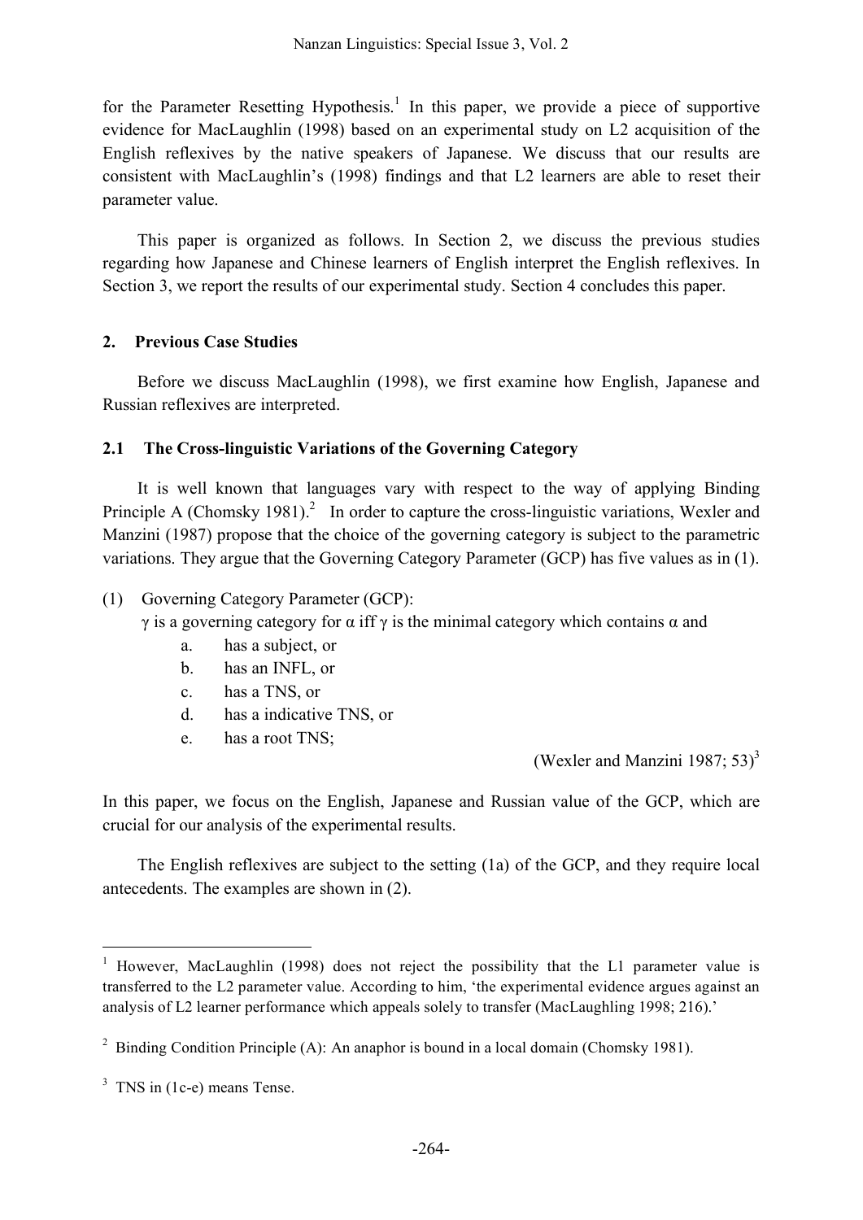for the Parameter Resetting Hypothesis.[1] In this paper, we provide a piece of supportive evidence for MacLaughlin (1998) based on an experimental study on L2 acquisition of the English reflexives by the native speakers of Japanese. We discuss that our results are consistent with MacLaughlin's (1998) findings and that L2 learners are able to reset their parameter value.

This paper is organized as follows. In Section 2, we discuss the previous studies regarding how Japanese and Chinese learners of English interpret the English reflexives. In Section 3, we report the results of our experimental study. Section 4 concludes this paper.

## 2. Previous Case Studies

Before we discuss MacLaughlin (1998), we first examine how English, Japanese and Russian reflexives are interpreted.

### 2.1 The Cross-linguistic Variations of the Governing Category

It is well known that languages vary with respect to the way of applying Binding Principle A (Chomsky 1981).[2] In order to capture the cross-linguistic variations, Wexler and Manzini (1987) propose that the choice of the governing category is subject to the parametric variations. They argue that the Governing Category Parameter (GCP) has five values as in (1).

(1) Governing Category Parameter (GCP):
γ is a governing category for α iff γ is the minimal category which contains α and
   a. has a subject, or
   b. has an INFL, or
   c. has a TNS, or
   d. has a indicative TNS, or
   e. has a root TNS;
(Wexler and Manzini 1987; 53)[3]

In this paper, we focus on the English, Japanese and Russian value of the GCP, which are crucial for our analysis of the experimental results.

The English reflexives are subject to the setting (1a) of the GCP, and they require local antecedents. The examples are shown in (2).

---

[1] However, MacLaughlin (1998) does not reject the possibility that the L1 parameter value is transferred to the L2 parameter value. According to him, 'the experimental evidence argues against an analysis of L2 learner performance which appeals solely to transfer (MacLaughling 1998; 216).'

[2] Binding Condition Principle (A): An anaphor is bound in a local domain (Chomsky 1981).

[3] TNS in (1c-e) means Tense.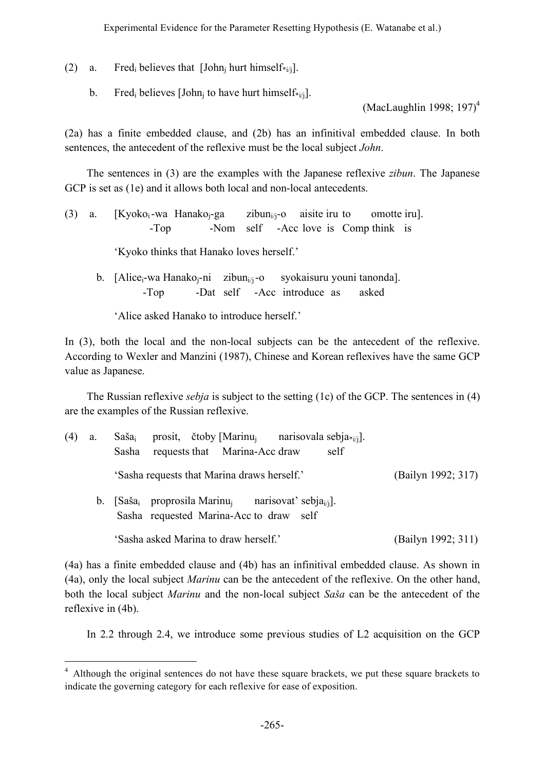(2) a. Fred$_i$ believes that [John$_j$ hurt himself$_{*i/j}$].

b. Fred$_i$ believes [John$_j$ to have hurt himself$_{*i/j}$].

(MacLaughlin 1998; 197)[4]

(2a) has a finite embedded clause, and (2b) has an infinitival embedded clause. In both sentences, the antecedent of the reflexive must be the local subject *John*.

The sentences in (3) are the examples with the Japanese reflexive *zibun*. The Japanese GCP is set as (1e) and it allows both local and non-local antecedents.

(3) a. [Kyoko$_i$-wa Hanako$_j$-ga zibun$_{i/j}$-o aisite iru to omotte iru].
-Top -Nom self -Acc love is Comp think is

'Kyoko thinks that Hanako loves herself.'

b. [Alice$_i$-wa Hanako$_j$-ni zibun$_{i/j}$-o syokaisuru youni tanonda].
-Top -Dat self -Acc introduce as asked

'Alice asked Hanako to introduce herself.'

In (3), both the local and the non-local subjects can be the antecedent of the reflexive. According to Wexler and Manzini (1987), Chinese and Korean reflexives have the same GCP value as Japanese.

The Russian reflexive *sebja* is subject to the setting (1c) of the GCP. The sentences in (4) are the examples of the Russian reflexive.

(4) a. Saša$_i$ prosit, čtoby [Marinu$_j$ narisovala sebja$_{*i/j}$].
Sasha requests that Marina-Acc draw self

'Sasha requests that Marina draws herself.' (Bailyn 1992; 317)

b. [Saša$_i$ proprosila Marinu$_j$ narisovat' sebja$_{i/j}$].
Sasha requested Marina-Acc to draw self

'Sasha asked Marina to draw herself.' (Bailyn 1992; 311)

(4a) has a finite embedded clause and (4b) has an infinitival embedded clause. As shown in (4a), only the local subject *Marinu* can be the antecedent of the reflexive. On the other hand, both the local subject *Marinu* and the non-local subject *Saša* can be the antecedent of the reflexive in (4b).

In 2.2 through 2.4, we introduce some previous studies of L2 acquisition on the GCP

[4] Although the original sentences do not have these square brackets, we put these square brackets to indicate the governing category for each reflexive for ease of exposition.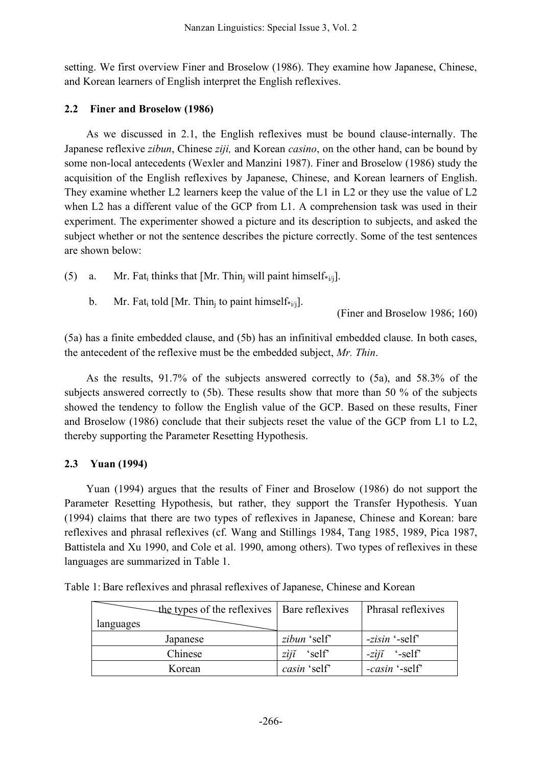setting. We first overview Finer and Broselow (1986). They examine how Japanese, Chinese, and Korean learners of English interpret the English reflexives.

### 2.2 Finer and Broselow (1986)

As we discussed in 2.1, the English reflexives must be bound clause-internally. The Japanese reflexive *zibun*, Chinese *ziji,* and Korean *casino*, on the other hand, can be bound by some non-local antecedents (Wexler and Manzini 1987). Finer and Broselow (1986) study the acquisition of the English reflexives by Japanese, Chinese, and Korean learners of English. They examine whether L2 learners keep the value of the L1 in L2 or they use the value of L2 when L2 has a different value of the GCP from L1. A comprehension task was used in their experiment. The experimenter showed a picture and its description to subjects, and asked the subject whether or not the sentence describes the picture correctly. Some of the test sentences are shown below:

(5) a. Mr. Fat$_i$ thinks that [Mr. Thin$_j$ will paint himself$_{*i/j}$].

b. Mr. Fat$_i$ told [Mr. Thin$_j$ to paint himself$_{*i/j}$].

(Finer and Broselow 1986; 160)

(5a) has a finite embedded clause, and (5b) has an infinitival embedded clause. In both cases, the antecedent of the reflexive must be the embedded subject, *Mr. Thin*.

As the results, 91.7% of the subjects answered correctly to (5a), and 58.3% of the subjects answered correctly to (5b). These results show that more than 50 % of the subjects showed the tendency to follow the English value of the GCP. Based on these results, Finer and Broselow (1986) conclude that their subjects reset the value of the GCP from L1 to L2, thereby supporting the Parameter Resetting Hypothesis.

### 2.3 Yuan (1994)

Yuan (1994) argues that the results of Finer and Broselow (1986) do not support the Parameter Resetting Hypothesis, but rather, they support the Transfer Hypothesis. Yuan (1994) claims that there are two types of reflexives in Japanese, Chinese and Korean: bare reflexives and phrasal reflexives (cf. Wang and Stillings 1984, Tang 1985, 1989, Pica 1987, Battistela and Xu 1990, and Cole et al. 1990, among others). Two types of reflexives in these languages are summarized in Table 1.

Table 1: Bare reflexives and phrasal reflexives of Japanese, Chinese and Korean

| the types of the reflexives / languages | Bare reflexives | Phrasal reflexives |
|---|---|---|
| Japanese | *zibun* 'self' | *-zisin* '-self' |
| Chinese | *zìjǐ* 'self' | *-zìjǐ* '-self' |
| Korean | *casin* 'self' | *-casin* '-self' |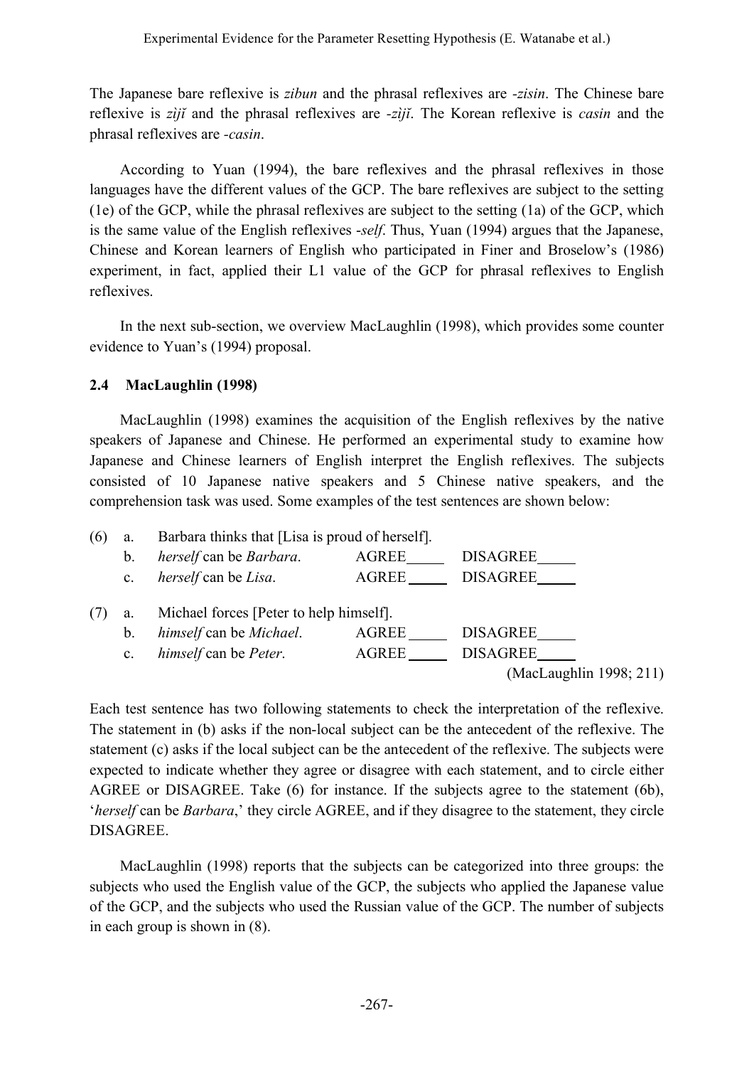The Japanese bare reflexive is *zibun* and the phrasal reflexives are *-zisin*. The Chinese bare reflexive is *zìjǐ* and the phrasal reflexives are *-zìjǐ*. The Korean reflexive is *casin* and the phrasal reflexives are *-casin*.

According to Yuan (1994), the bare reflexives and the phrasal reflexives in those languages have the different values of the GCP. The bare reflexives are subject to the setting (1e) of the GCP, while the phrasal reflexives are subject to the setting (1a) of the GCP, which is the same value of the English reflexives *-self*. Thus, Yuan (1994) argues that the Japanese, Chinese and Korean learners of English who participated in Finer and Broselow's (1986) experiment, in fact, applied their L1 value of the GCP for phrasal reflexives to English reflexives.

In the next sub-section, we overview MacLaughlin (1998), which provides some counter evidence to Yuan's (1994) proposal.

### 2.4 MacLaughlin (1998)

MacLaughlin (1998) examines the acquisition of the English reflexives by the native speakers of Japanese and Chinese. He performed an experimental study to examine how Japanese and Chinese learners of English interpret the English reflexives. The subjects consisted of 10 Japanese native speakers and 5 Chinese native speakers, and the comprehension task was used. Some examples of the test sentences are shown below:

(6) a. Barbara thinks that [Lisa is proud of herself].
 b. *herself* can be *Barbara*. AGREE\_\_\_\_\_ DISAGREE\_\_\_\_\_
 c. *herself* can be *Lisa*. AGREE\_\_\_\_\_ DISAGREE\_\_\_\_\_

(7) a. Michael forces [Peter to help himself].
 b. *himself* can be *Michael*. AGREE\_\_\_\_\_ DISAGREE\_\_\_\_\_
 c. *himself* can be *Peter*. AGREE\_\_\_\_\_ DISAGREE\_\_\_\_\_

(MacLaughlin 1998; 211)

Each test sentence has two following statements to check the interpretation of the reflexive. The statement in (b) asks if the non-local subject can be the antecedent of the reflexive. The statement (c) asks if the local subject can be the antecedent of the reflexive. The subjects were expected to indicate whether they agree or disagree with each statement, and to circle either AGREE or DISAGREE. Take (6) for instance. If the subjects agree to the statement (6b), '*herself* can be *Barbara*,' they circle AGREE, and if they disagree to the statement, they circle DISAGREE.

MacLaughlin (1998) reports that the subjects can be categorized into three groups: the subjects who used the English value of the GCP, the subjects who applied the Japanese value of the GCP, and the subjects who used the Russian value of the GCP. The number of subjects in each group is shown in (8).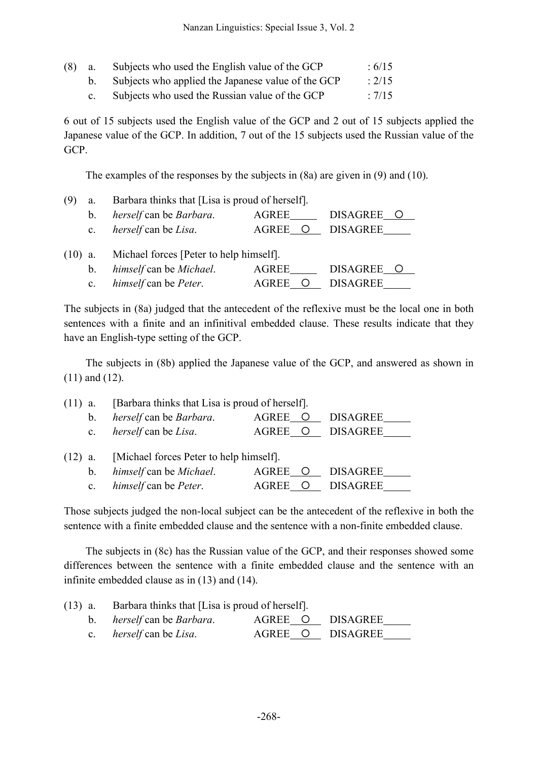(8) a. Subjects who used the English value of the GCP : 6/15
    b. Subjects who applied the Japanese value of the GCP : 2/15
    c. Subjects who used the Russian value of the GCP : 7/15

6 out of 15 subjects used the English value of the GCP and 2 out of 15 subjects applied the Japanese value of the GCP. In addition, 7 out of the 15 subjects used the Russian value of the GCP.

The examples of the responses by the subjects in (8a) are given in (9) and (10).

(9) a. Barbara thinks that [Lisa is proud of herself].
    b. *herself* can be *Barbara*. AGREE_____ DISAGREE__O__
    c. *herself* can be *Lisa*. AGREE__O__ DISAGREE_____

(10) a. Michael forces [Peter to help himself].
    b. *himself* can be *Michael*. AGREE_____ DISAGREE__O__
    c. *himself* can be *Peter*. AGREE__O__ DISAGREE_____

The subjects in (8a) judged that the antecedent of the reflexive must be the local one in both sentences with a finite and an infinitival embedded clause. These results indicate that they have an English-type setting of the GCP.

The subjects in (8b) applied the Japanese value of the GCP, and answered as shown in (11) and (12).

(11) a. [Barbara thinks that Lisa is proud of herself].
    b. *herself* can be *Barbara*. AGREE__O__ DISAGREE_____
    c. *herself* can be *Lisa*. AGREE__O__ DISAGREE_____

(12) a. [Michael forces Peter to help himself].
    b. *himself* can be *Michael*. AGREE__O__ DISAGREE_____
    c. *himself* can be *Peter*. AGREE__O__ DISAGREE_____

Those subjects judged the non-local subject can be the antecedent of the reflexive in both the sentence with a finite embedded clause and the sentence with a non-finite embedded clause.

The subjects in (8c) has the Russian value of the GCP, and their responses showed some differences between the sentence with a finite embedded clause and the sentence with an infinite embedded clause as in (13) and (14).

(13) a. Barbara thinks that [Lisa is proud of herself].
    b. *herself* can be *Barbara*. AGREE__O__ DISAGREE_____
    c. *herself* can be *Lisa*. AGREE__O__ DISAGREE_____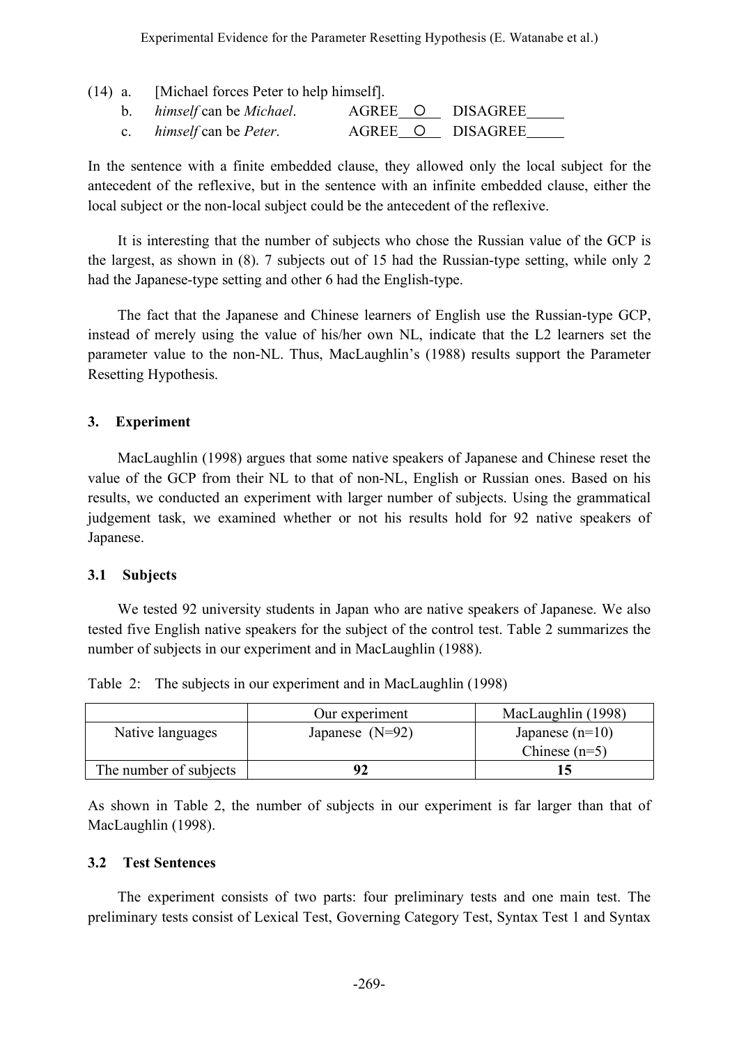(14) a. [Michael forces Peter to help himself].

b. *himself* can be *Michael*. AGREE__O__ DISAGREE_____

c. *himself* can be *Peter*. AGREE__O__ DISAGREE_____

In the sentence with a finite embedded clause, they allowed only the local subject for the antecedent of the reflexive, but in the sentence with an infinite embedded clause, either the local subject or the non-local subject could be the antecedent of the reflexive.

It is interesting that the number of subjects who chose the Russian value of the GCP is the largest, as shown in (8). 7 subjects out of 15 had the Russian-type setting, while only 2 had the Japanese-type setting and other 6 had the English-type.

The fact that the Japanese and Chinese learners of English use the Russian-type GCP, instead of merely using the value of his/her own NL, indicate that the L2 learners set the parameter value to the non-NL. Thus, MacLaughlin's (1988) results support the Parameter Resetting Hypothesis.

## 3. Experiment

MacLaughlin (1998) argues that some native speakers of Japanese and Chinese reset the value of the GCP from their NL to that of non-NL, English or Russian ones. Based on his results, we conducted an experiment with larger number of subjects. Using the grammatical judgement task, we examined whether or not his results hold for 92 native speakers of Japanese.

### 3.1 Subjects

We tested 92 university students in Japan who are native speakers of Japanese. We also tested five English native speakers for the subject of the control test. Table 2 summarizes the number of subjects in our experiment and in MacLaughlin (1988).

Table 2: The subjects in our experiment and in MacLaughlin (1998)

| | Our experiment | MacLaughlin (1998) |
|---|---|---|
| Native languages | Japanese (N=92) | Japanese (n=10)<br>Chinese (n=5) |
| The number of subjects | **92** | **15** |

As shown in Table 2, the number of subjects in our experiment is far larger than that of MacLaughlin (1998).

### 3.2 Test Sentences

The experiment consists of two parts: four preliminary tests and one main test. The preliminary tests consist of Lexical Test, Governing Category Test, Syntax Test 1 and Syntax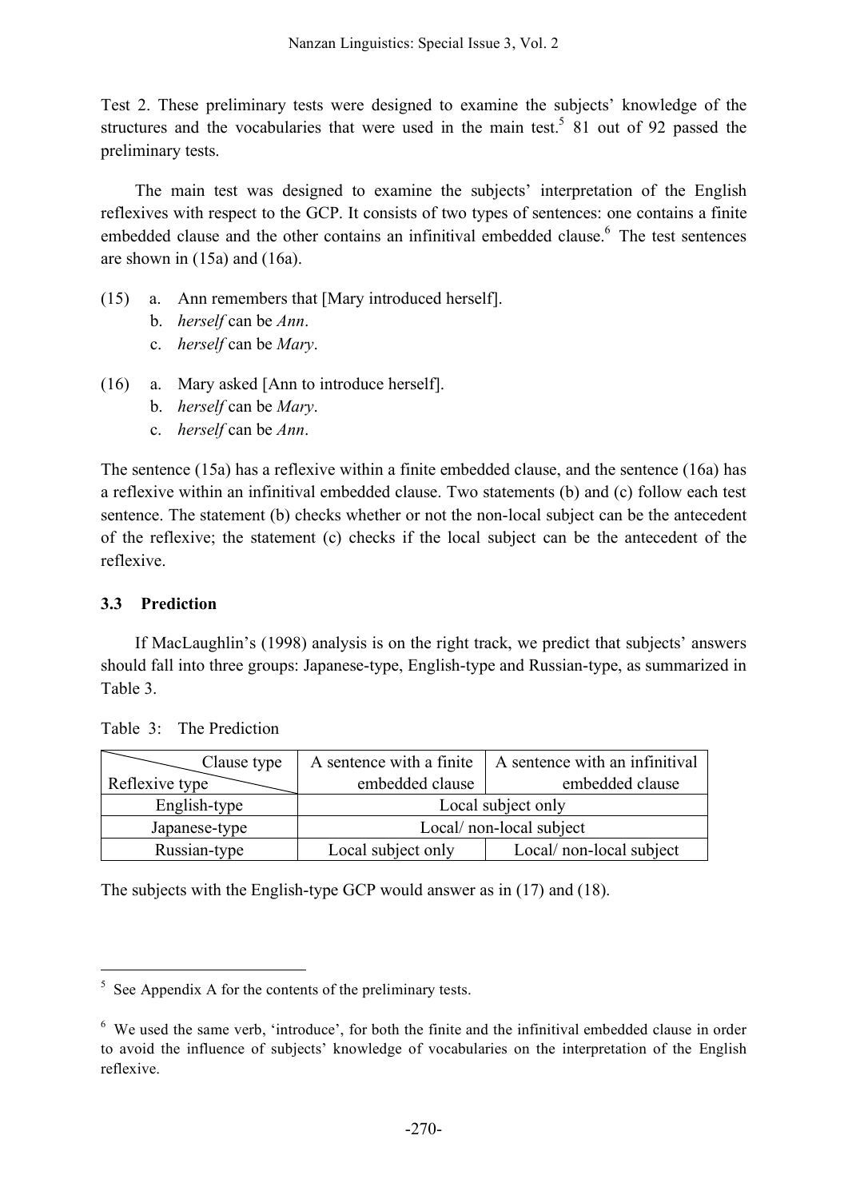Test 2. These preliminary tests were designed to examine the subjects' knowledge of the structures and the vocabularies that were used in the main test.[5] 81 out of 92 passed the preliminary tests.

The main test was designed to examine the subjects' interpretation of the English reflexives with respect to the GCP. It consists of two types of sentences: one contains a finite embedded clause and the other contains an infinitival embedded clause.[6] The test sentences are shown in (15a) and (16a).

(15) a. Ann remembers that [Mary introduced herself].
     b. *herself* can be *Ann*.
     c. *herself* can be *Mary*.

(16) a. Mary asked [Ann to introduce herself].
     b. *herself* can be *Mary*.
     c. *herself* can be *Ann*.

The sentence (15a) has a reflexive within a finite embedded clause, and the sentence (16a) has a reflexive within an infinitival embedded clause. Two statements (b) and (c) follow each test sentence. The statement (b) checks whether or not the non-local subject can be the antecedent of the reflexive; the statement (c) checks if the local subject can be the antecedent of the reflexive.

### 3.3 Prediction

If MacLaughlin's (1998) analysis is on the right track, we predict that subjects' answers should fall into three groups: Japanese-type, English-type and Russian-type, as summarized in Table 3.

Table 3: The Prediction

| Reflexive type \ Clause type | A sentence with a finite embedded clause | A sentence with an infinitival embedded clause |
|---|---|---|
| English-type | Local subject only | |
| Japanese-type | Local/ non-local subject | |
| Russian-type | Local subject only | Local/ non-local subject |

The subjects with the English-type GCP would answer as in (17) and (18).

---

[5] See Appendix A for the contents of the preliminary tests.

[6] We used the same verb, 'introduce', for both the finite and the infinitival embedded clause in order to avoid the influence of subjects' knowledge of vocabularies on the interpretation of the English reflexive.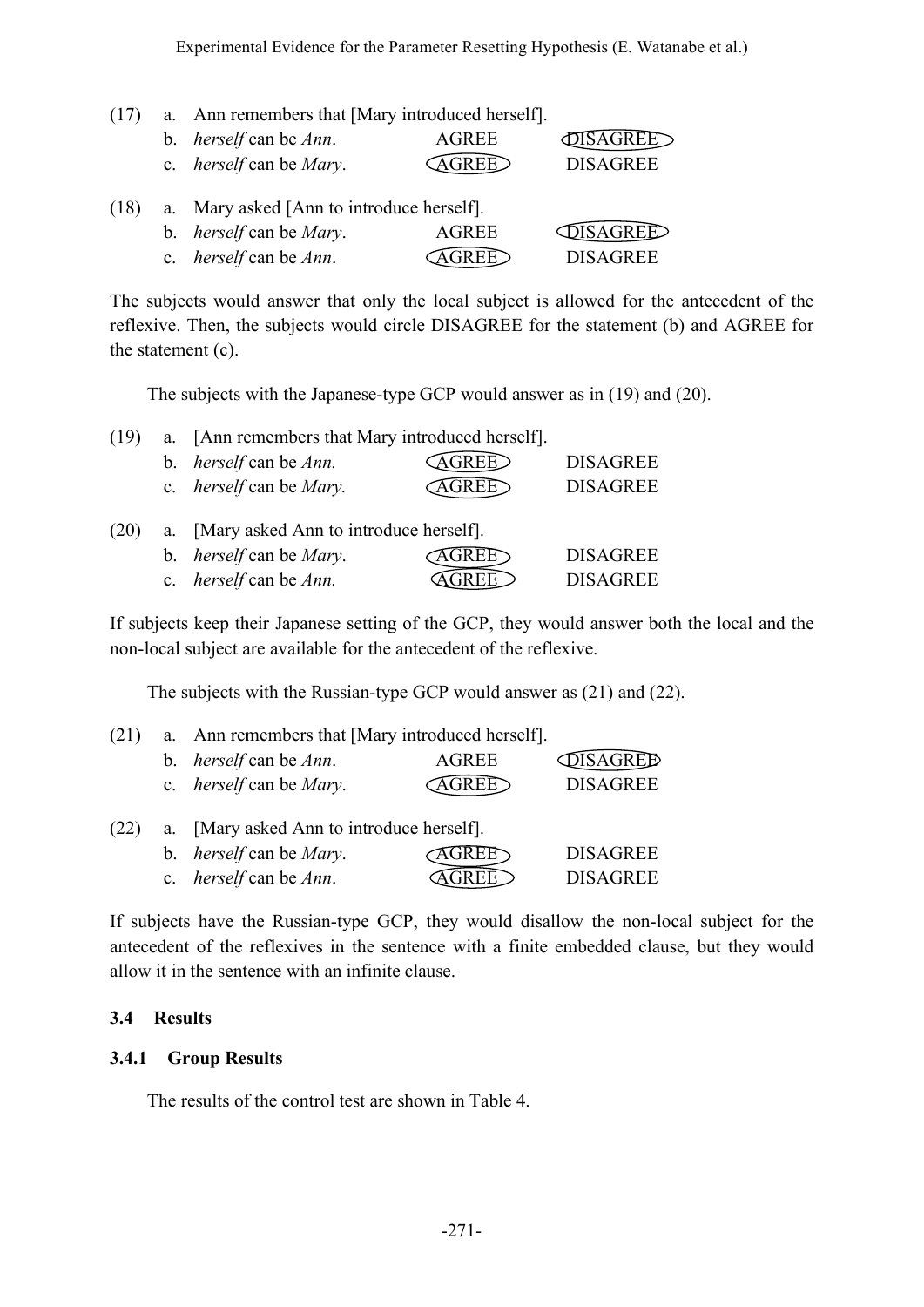(17) a. Ann remembers that [Mary introduced herself].

b. *herself* can be *Ann*. AGREE (DISAGREE)

c. *herself* can be *Mary*. (AGREE) DISAGREE

(18) a. Mary asked [Ann to introduce herself].

b. *herself* can be *Mary*. AGREE (DISAGREE)

c. *herself* can be *Ann*. (AGREE) DISAGREE

The subjects would answer that only the local subject is allowed for the antecedent of the reflexive. Then, the subjects would circle DISAGREE for the statement (b) and AGREE for the statement (c).

The subjects with the Japanese-type GCP would answer as in (19) and (20).

(19) a. [Ann remembers that Mary introduced herself].

b. *herself* can be *Ann.* (AGREE) DISAGREE

c. *herself* can be *Mary.* (AGREE) DISAGREE

(20) a. [Mary asked Ann to introduce herself].

b. *herself* can be *Mary*. (AGREE) DISAGREE

c. *herself* can be *Ann.* (AGREE) DISAGREE

If subjects keep their Japanese setting of the GCP, they would answer both the local and the non-local subject are available for the antecedent of the reflexive.

The subjects with the Russian-type GCP would answer as (21) and (22).

(21) a. Ann remembers that [Mary introduced herself].

b. *herself* can be *Ann*. AGREE (DISAGREE)

c. *herself* can be *Mary*. (AGREE) DISAGREE

(22) a. [Mary asked Ann to introduce herself].

b. *herself* can be *Mary*. (AGREE) DISAGREE

c. *herself* can be *Ann*. (AGREE) DISAGREE

If subjects have the Russian-type GCP, they would disallow the non-local subject for the antecedent of the reflexives in the sentence with a finite embedded clause, but they would allow it in the sentence with an infinite clause.

### 3.4 Results

#### 3.4.1 Group Results

The results of the control test are shown in Table 4.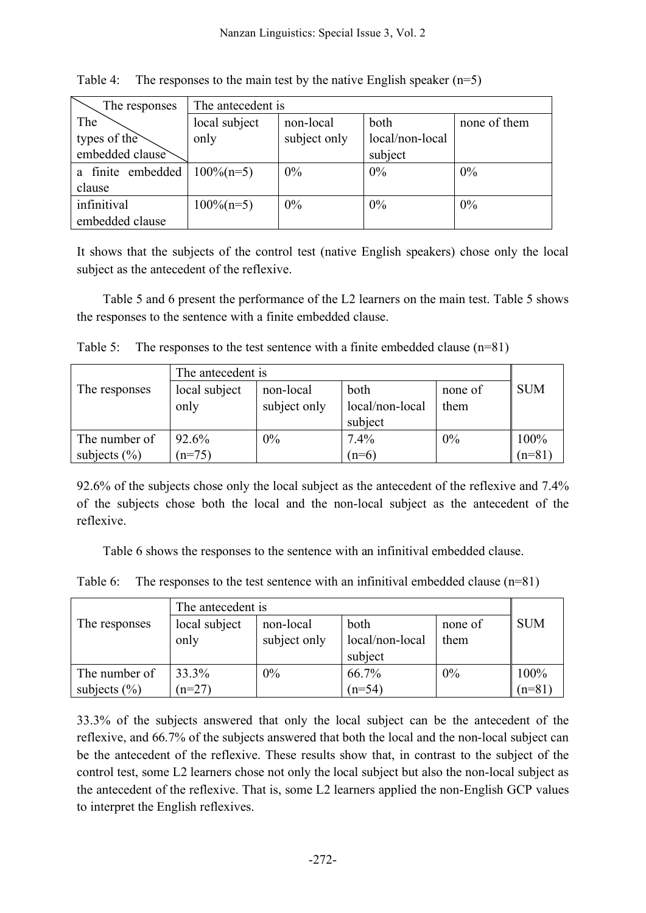Table 4: The responses to the main test by the native English speaker (n=5)

| The responses / The types of the embedded clause | The antecedent is | | | |
|---|---|---|---|---|
| | local subject only | non-local subject only | both local/non-local subject | none of them |
| a finite embedded clause | 100%(n=5) | 0% | 0% | 0% |
| infinitival embedded clause | 100%(n=5) | 0% | 0% | 0% |

It shows that the subjects of the control test (native English speakers) chose only the local subject as the antecedent of the reflexive.

Table 5 and 6 present the performance of the L2 learners on the main test. Table 5 shows the responses to the sentence with a finite embedded clause.

Table 5: The responses to the test sentence with a finite embedded clause (n=81)

| The responses | The antecedent is | | | | SUM |
|---|---|---|---|---|---|
| | local subject only | non-local subject only | both local/non-local subject | none of them | |
| The number of subjects (%) | 92.6% (n=75) | 0% | 7.4% (n=6) | 0% | 100% (n=81) |

92.6% of the subjects chose only the local subject as the antecedent of the reflexive and 7.4% of the subjects chose both the local and the non-local subject as the antecedent of the reflexive.

Table 6 shows the responses to the sentence with an infinitival embedded clause.

Table 6: The responses to the test sentence with an infinitival embedded clause (n=81)

| The responses | The antecedent is | | | | SUM |
|---|---|---|---|---|---|
| | local subject only | non-local subject only | both local/non-local subject | none of them | |
| The number of subjects (%) | 33.3% (n=27) | 0% | 66.7% (n=54) | 0% | 100% (n=81) |

33.3% of the subjects answered that only the local subject can be the antecedent of the reflexive, and 66.7% of the subjects answered that both the local and the non-local subject can be the antecedent of the reflexive. These results show that, in contrast to the subject of the control test, some L2 learners chose not only the local subject but also the non-local subject as the antecedent of the reflexive. That is, some L2 learners applied the non-English GCP values to interpret the English reflexives.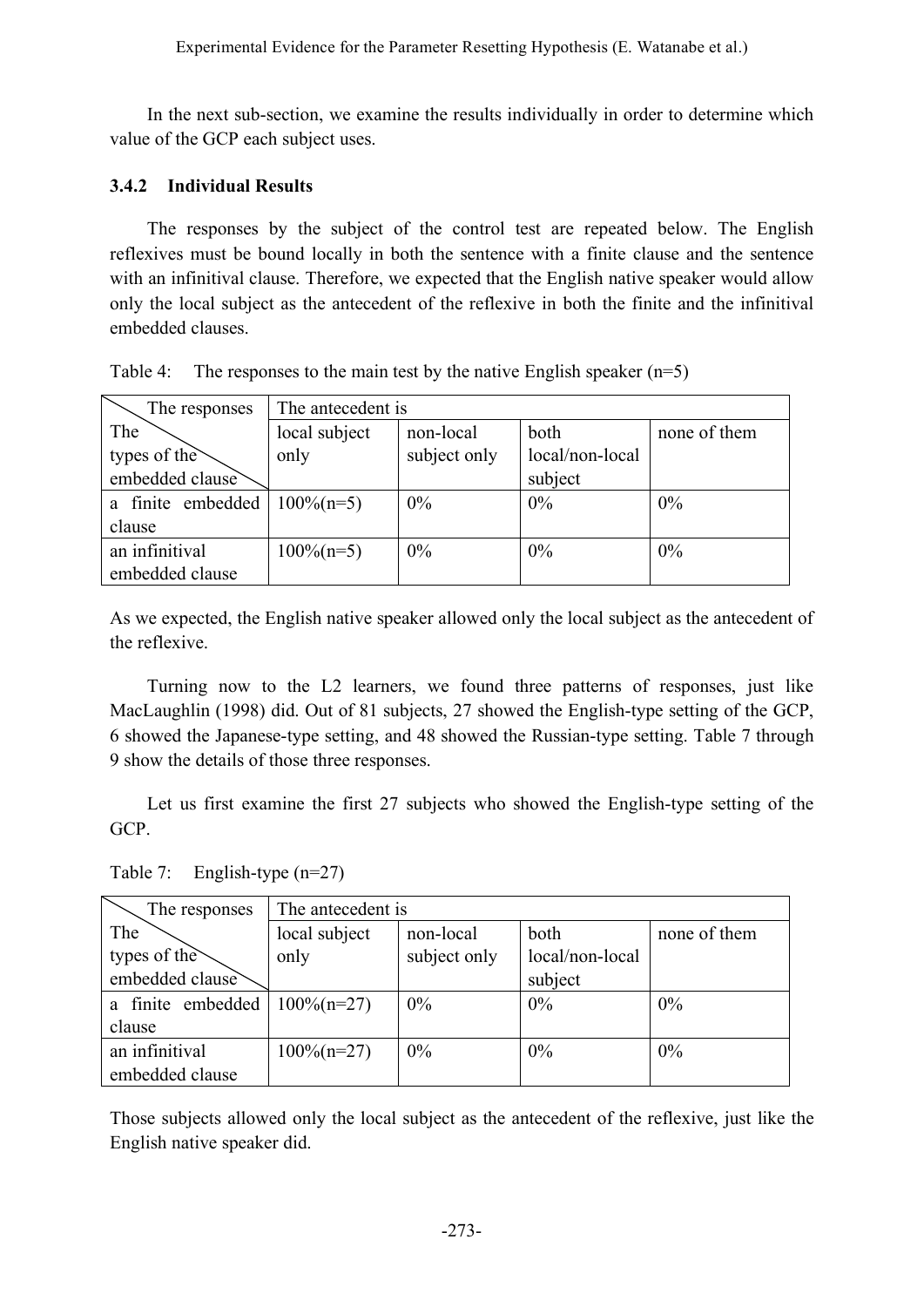In the next sub-section, we examine the results individually in order to determine which value of the GCP each subject uses.

### 3.4.2 Individual Results

The responses by the subject of the control test are repeated below. The English reflexives must be bound locally in both the sentence with a finite clause and the sentence with an infinitival clause. Therefore, we expected that the English native speaker would allow only the local subject as the antecedent of the reflexive in both the finite and the infinitival embedded clauses.

Table 4: The responses to the main test by the native English speaker (n=5)

| The responses / The types of the embedded clause | The antecedent is | | | |
|---|---|---|---|---|
| | local subject only | non-local subject only | both local/non-local subject | none of them |
| a finite embedded clause | 100%(n=5) | 0% | 0% | 0% |
| an infinitival embedded clause | 100%(n=5) | 0% | 0% | 0% |

As we expected, the English native speaker allowed only the local subject as the antecedent of the reflexive.

Turning now to the L2 learners, we found three patterns of responses, just like MacLaughlin (1998) did. Out of 81 subjects, 27 showed the English-type setting of the GCP, 6 showed the Japanese-type setting, and 48 showed the Russian-type setting. Table 7 through 9 show the details of those three responses.

Let us first examine the first 27 subjects who showed the English-type setting of the GCP.

Table 7: English-type (n=27)

| The responses / The types of the embedded clause | The antecedent is | | | |
|---|---|---|---|---|
| | local subject only | non-local subject only | both local/non-local subject | none of them |
| a finite embedded clause | 100%(n=27) | 0% | 0% | 0% |
| an infinitival embedded clause | 100%(n=27) | 0% | 0% | 0% |

Those subjects allowed only the local subject as the antecedent of the reflexive, just like the English native speaker did.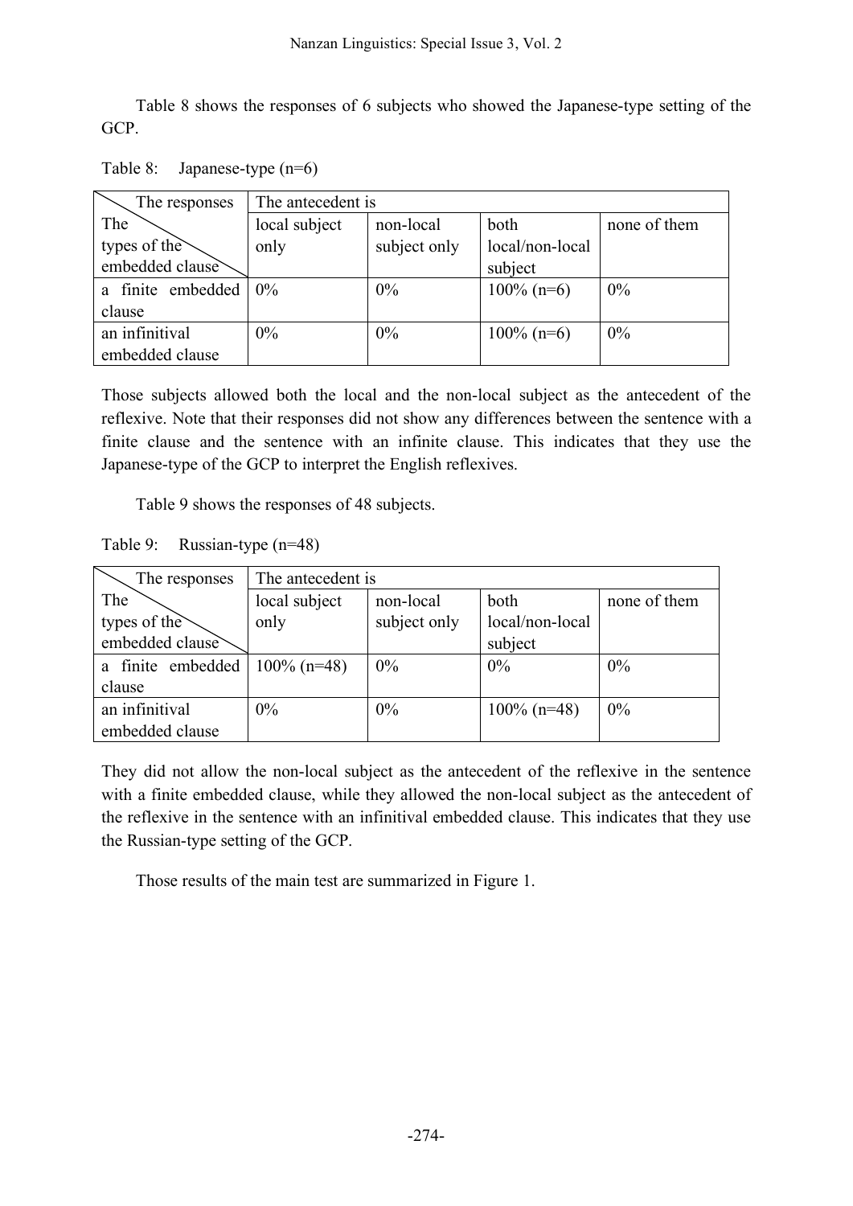Table 8 shows the responses of 6 subjects who showed the Japanese-type setting of the GCP.

Table 8: Japanese-type (n=6)

| The responses / The types of the embedded clause | The antecedent is | | | |
|---|---|---|---|---|
| | local subject only | non-local subject only | both local/non-local subject | none of them |
| a finite embedded clause | 0% | 0% | 100% (n=6) | 0% |
| an infinitival embedded clause | 0% | 0% | 100% (n=6) | 0% |

Those subjects allowed both the local and the non-local subject as the antecedent of the reflexive. Note that their responses did not show any differences between the sentence with a finite clause and the sentence with an infinite clause. This indicates that they use the Japanese-type of the GCP to interpret the English reflexives.

Table 9 shows the responses of 48 subjects.

Table 9: Russian-type (n=48)

| The responses / The types of the embedded clause | The antecedent is | | | |
|---|---|---|---|---|
| | local subject only | non-local subject only | both local/non-local subject | none of them |
| a finite embedded clause | 100% (n=48) | 0% | 0% | 0% |
| an infinitival embedded clause | 0% | 0% | 100% (n=48) | 0% |

They did not allow the non-local subject as the antecedent of the reflexive in the sentence with a finite embedded clause, while they allowed the non-local subject as the antecedent of the reflexive in the sentence with an infinitival embedded clause. This indicates that they use the Russian-type setting of the GCP.

Those results of the main test are summarized in Figure 1.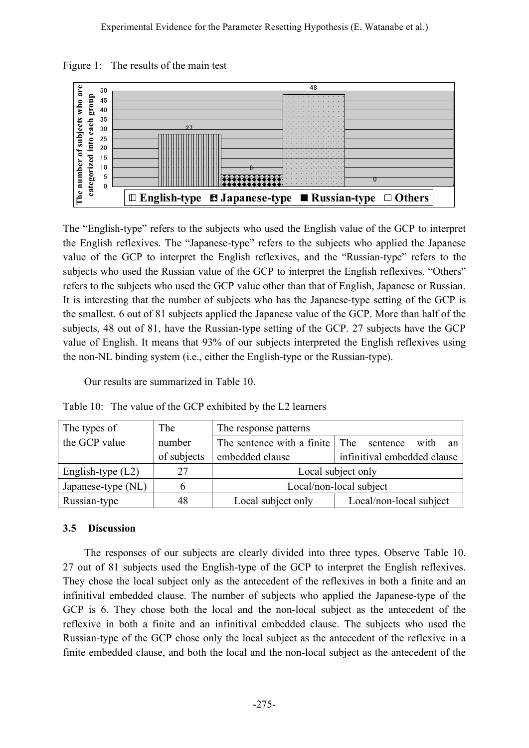Figure 1: The results of the main test

The "English-type" refers to the subjects who used the English value of the GCP to interpret the English reflexives. The "Japanese-type" refers to the subjects who applied the Japanese value of the GCP to interpret the English reflexives, and the "Russian-type" refers to the subjects who used the Russian value of the GCP to interpret the English reflexives. "Others" refers to the subjects who used the GCP value other than that of English, Japanese or Russian. It is interesting that the number of subjects who has the Japanese-type setting of the GCP is the smallest. 6 out of 81 subjects applied the Japanese value of the GCP. More than half of the subjects, 48 out of 81, have the Russian-type setting of the GCP. 27 subjects have the GCP value of English. It means that 93% of our subjects interpreted the English reflexives using the non-NL binding system (i.e., either the English-type or the Russian-type).

Our results are summarized in Table 10.

Table 10: The value of the GCP exhibited by the L2 learners

| The types of the GCP value | The number of subjects | The response patterns | |
|---|---|---|---|
| | | The sentence with a finite embedded clause | The sentence with an infinitival embedded clause |
| English-type (L2) | 27 | Local subject only | |
| Japanese-type (NL) | 6 | Local/non-local subject | |
| Russian-type | 48 | Local subject only | Local/non-local subject |

### 3.5 Discussion

The responses of our subjects are clearly divided into three types. Observe Table 10. 27 out of 81 subjects used the English-type of the GCP to interpret the English reflexives. They chose the local subject only as the antecedent of the reflexives in both a finite and an infinitival embedded clause. The number of subjects who applied the Japanese-type of the GCP is 6. They chose both the local and the non-local subject as the antecedent of the reflexive in both a finite and an infinitival embedded clause. The subjects who used the Russian-type of the GCP chose only the local subject as the antecedent of the reflexive in a finite embedded clause, and both the local and the non-local subject as the antecedent of the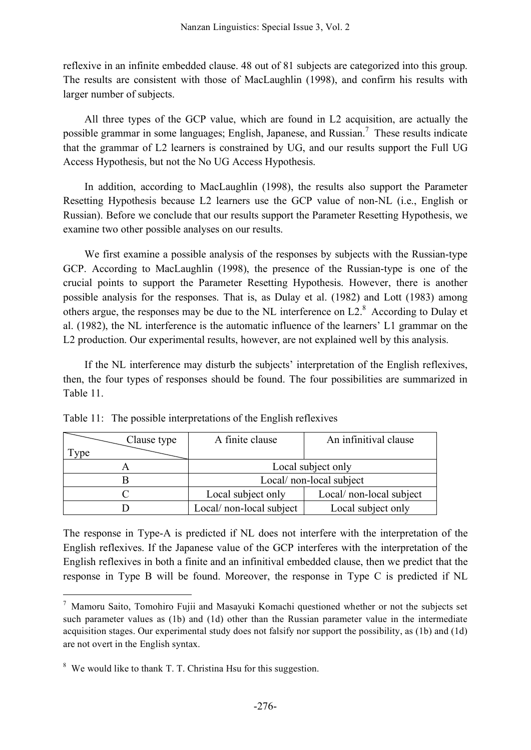reflexive in an infinite embedded clause. 48 out of 81 subjects are categorized into this group. The results are consistent with those of MacLaughlin (1998), and confirm his results with larger number of subjects.

All three types of the GCP value, which are found in L2 acquisition, are actually the possible grammar in some languages; English, Japanese, and Russian.[7] These results indicate that the grammar of L2 learners is constrained by UG, and our results support the Full UG Access Hypothesis, but not the No UG Access Hypothesis.

In addition, according to MacLaughlin (1998), the results also support the Parameter Resetting Hypothesis because L2 learners use the GCP value of non-NL (i.e., English or Russian). Before we conclude that our results support the Parameter Resetting Hypothesis, we examine two other possible analyses on our results.

We first examine a possible analysis of the responses by subjects with the Russian-type GCP. According to MacLaughlin (1998), the presence of the Russian-type is one of the crucial points to support the Parameter Resetting Hypothesis. However, there is another possible analysis for the responses. That is, as Dulay et al. (1982) and Lott (1983) among others argue, the responses may be due to the NL interference on L2.[8] According to Dulay et al. (1982), the NL interference is the automatic influence of the learners' L1 grammar on the L2 production. Our experimental results, however, are not explained well by this analysis.

If the NL interference may disturb the subjects' interpretation of the English reflexives, then, the four types of responses should be found. The four possibilities are summarized in Table 11.

Table 11: The possible interpretations of the English reflexives

| Type \ Clause type | A finite clause | An infinitival clause |
|---|---|---|
| A | Local subject only | |
| B | Local/ non-local subject | |
| C | Local subject only | Local/ non-local subject |
| D | Local/ non-local subject | Local subject only |

The response in Type-A is predicted if NL does not interfere with the interpretation of the English reflexives. If the Japanese value of the GCP interferes with the interpretation of the English reflexives in both a finite and an infinitival embedded clause, then we predict that the response in Type B will be found. Moreover, the response in Type C is predicted if NL

---

[7] Mamoru Saito, Tomohiro Fujii and Masayuki Komachi questioned whether or not the subjects set such parameter values as (1b) and (1d) other than the Russian parameter value in the intermediate acquisition stages. Our experimental study does not falsify nor support the possibility, as (1b) and (1d) are not overt in the English syntax.

[8] We would like to thank T. T. Christina Hsu for this suggestion.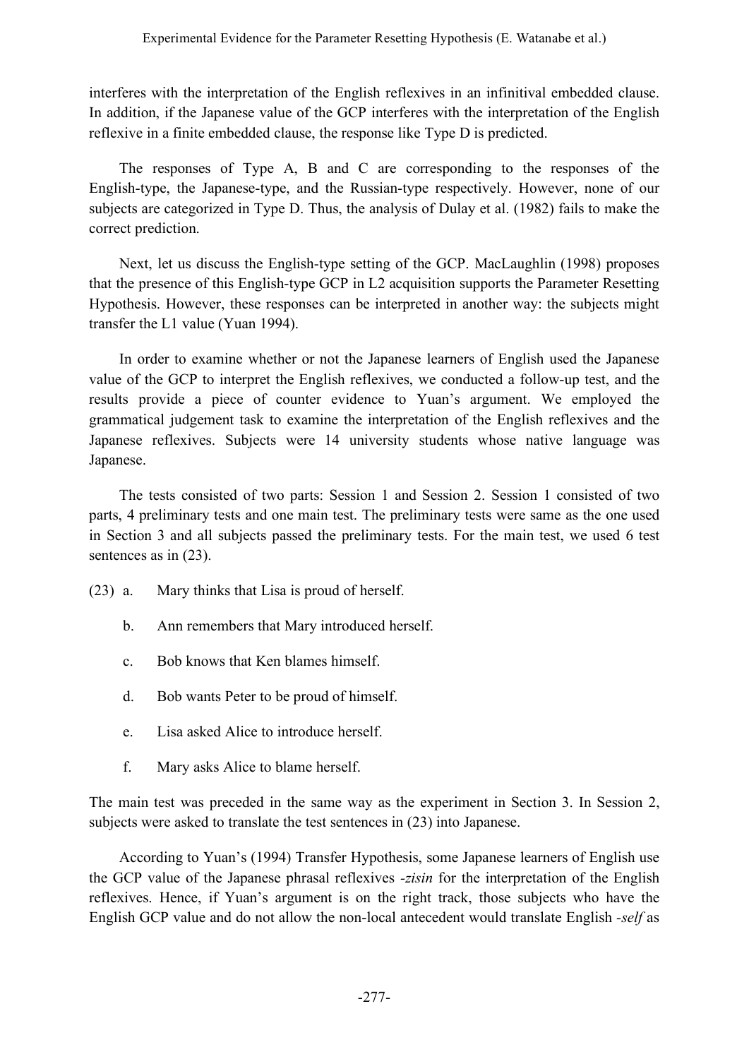interferes with the interpretation of the English reflexives in an infinitival embedded clause. In addition, if the Japanese value of the GCP interferes with the interpretation of the English reflexive in a finite embedded clause, the response like Type D is predicted.

The responses of Type A, B and C are corresponding to the responses of the English-type, the Japanese-type, and the Russian-type respectively. However, none of our subjects are categorized in Type D. Thus, the analysis of Dulay et al. (1982) fails to make the correct prediction.

Next, let us discuss the English-type setting of the GCP. MacLaughlin (1998) proposes that the presence of this English-type GCP in L2 acquisition supports the Parameter Resetting Hypothesis. However, these responses can be interpreted in another way: the subjects might transfer the L1 value (Yuan 1994).

In order to examine whether or not the Japanese learners of English used the Japanese value of the GCP to interpret the English reflexives, we conducted a follow-up test, and the results provide a piece of counter evidence to Yuan's argument. We employed the grammatical judgement task to examine the interpretation of the English reflexives and the Japanese reflexives. Subjects were 14 university students whose native language was Japanese.

The tests consisted of two parts: Session 1 and Session 2. Session 1 consisted of two parts, 4 preliminary tests and one main test. The preliminary tests were same as the one used in Section 3 and all subjects passed the preliminary tests. For the main test, we used 6 test sentences as in (23).

(23) a. Mary thinks that Lisa is proud of herself.

b. Ann remembers that Mary introduced herself.

c. Bob knows that Ken blames himself.

d. Bob wants Peter to be proud of himself.

e. Lisa asked Alice to introduce herself.

f. Mary asks Alice to blame herself.

The main test was preceded in the same way as the experiment in Section 3. In Session 2, subjects were asked to translate the test sentences in (23) into Japanese.

According to Yuan's (1994) Transfer Hypothesis, some Japanese learners of English use the GCP value of the Japanese phrasal reflexives *-zisin* for the interpretation of the English reflexives. Hence, if Yuan's argument is on the right track, those subjects who have the English GCP value and do not allow the non-local antecedent would translate English *-self* as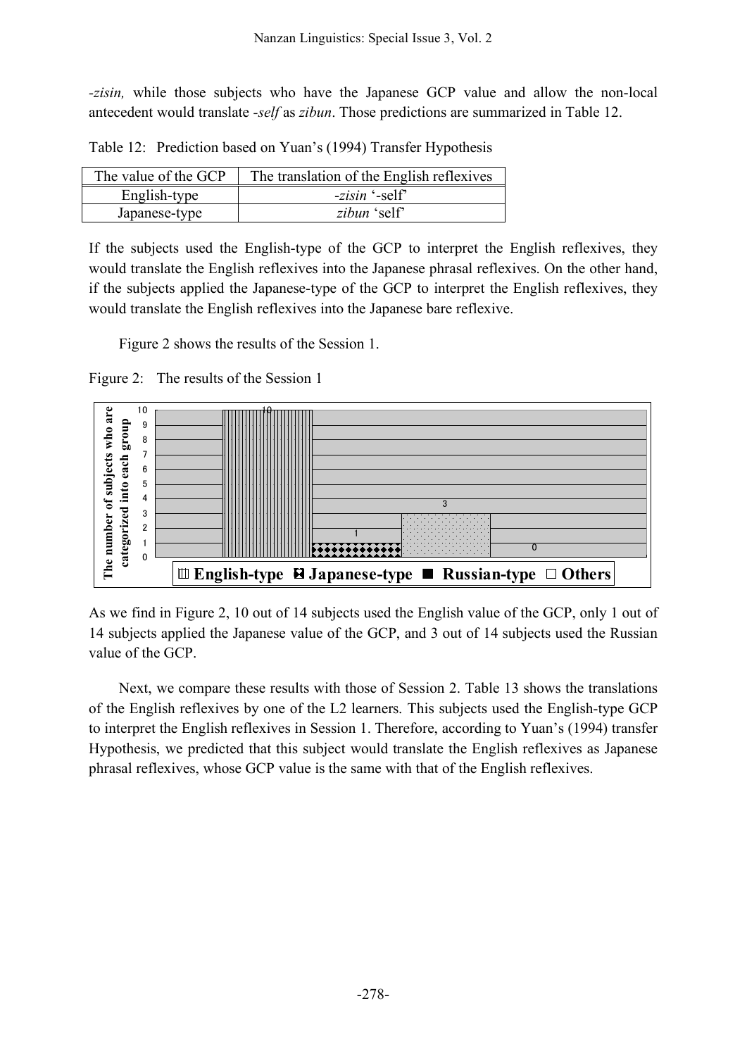*-zisin,* while those subjects who have the Japanese GCP value and allow the non-local antecedent would translate *-self* as *zibun*. Those predictions are summarized in Table 12.

Table 12: Prediction based on Yuan's (1994) Transfer Hypothesis

| The value of the GCP | The translation of the English reflexives |
|---|---|
| English-type | *-zisin* '-self' |
| Japanese-type | *zibun* 'self' |

If the subjects used the English-type of the GCP to interpret the English reflexives, they would translate the English reflexives into the Japanese phrasal reflexives. On the other hand, if the subjects applied the Japanese-type of the GCP to interpret the English reflexives, they would translate the English reflexives into the Japanese bare reflexive.

Figure 2 shows the results of the Session 1.

Figure 2: The results of the Session 1

| | English-type | Japanese-type | Russian-type | Others |
|---|---|---|---|---|
| The number of subjects who are categorized into each group | 10 | 1 | 3 | 0 |

As we find in Figure 2, 10 out of 14 subjects used the English value of the GCP, only 1 out of 14 subjects applied the Japanese value of the GCP, and 3 out of 14 subjects used the Russian value of the GCP.

Next, we compare these results with those of Session 2. Table 13 shows the translations of the English reflexives by one of the L2 learners. This subjects used the English-type GCP to interpret the English reflexives in Session 1. Therefore, according to Yuan's (1994) transfer Hypothesis, we predicted that this subject would translate the English reflexives as Japanese phrasal reflexives, whose GCP value is the same with that of the English reflexives.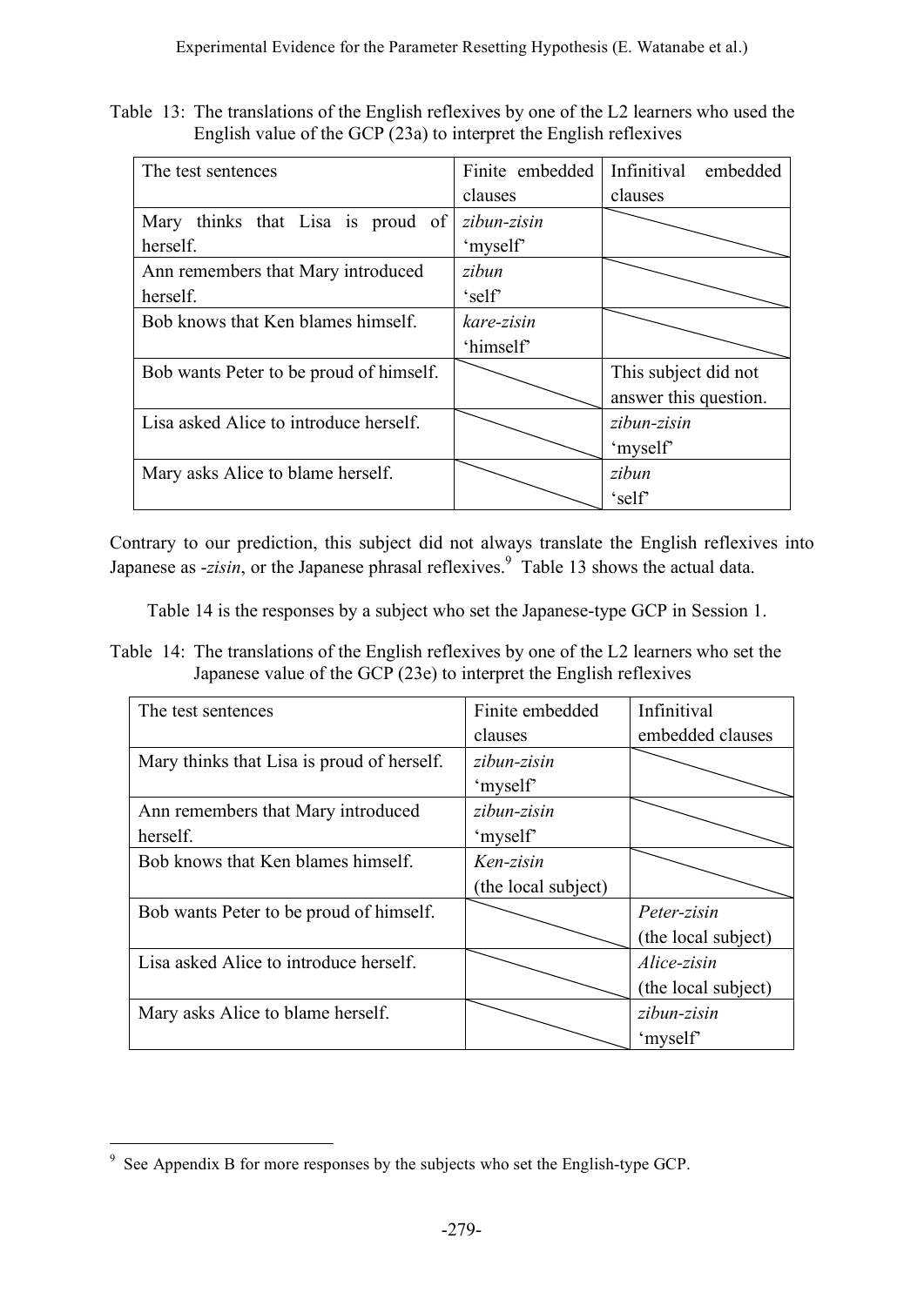Table 13: The translations of the English reflexives by one of the L2 learners who used the English value of the GCP (23a) to interpret the English reflexives

| The test sentences | Finite embedded clauses | Infinitival embedded clauses |
|---|---|---|
| Mary thinks that Lisa is proud of herself. | *zibun-zisin* 'myself' | |
| Ann remembers that Mary introduced herself. | *zibun* 'self' | |
| Bob knows that Ken blames himself. | *kare-zisin* 'himself' | |
| Bob wants Peter to be proud of himself. | | This subject did not answer this question. |
| Lisa asked Alice to introduce herself. | | *zibun-zisin* 'myself' |
| Mary asks Alice to blame herself. | | *zibun* 'self' |

Contrary to our prediction, this subject did not always translate the English reflexives into Japanese as *-zisin*, or the Japanese phrasal reflexives.[9] Table 13 shows the actual data.

Table 14 is the responses by a subject who set the Japanese-type GCP in Session 1.

Table 14: The translations of the English reflexives by one of the L2 learners who set the Japanese value of the GCP (23e) to interpret the English reflexives

| The test sentences | Finite embedded clauses | Infinitival embedded clauses |
|---|---|---|
| Mary thinks that Lisa is proud of herself. | *zibun-zisin* 'myself' | |
| Ann remembers that Mary introduced herself. | *zibun-zisin* 'myself' | |
| Bob knows that Ken blames himself. | *Ken-zisin* (the local subject) | |
| Bob wants Peter to be proud of himself. | | *Peter-zisin* (the local subject) |
| Lisa asked Alice to introduce herself. | | *Alice-zisin* (the local subject) |
| Mary asks Alice to blame herself. | | *zibun-zisin* 'myself' |

[9] See Appendix B for more responses by the subjects who set the English-type GCP.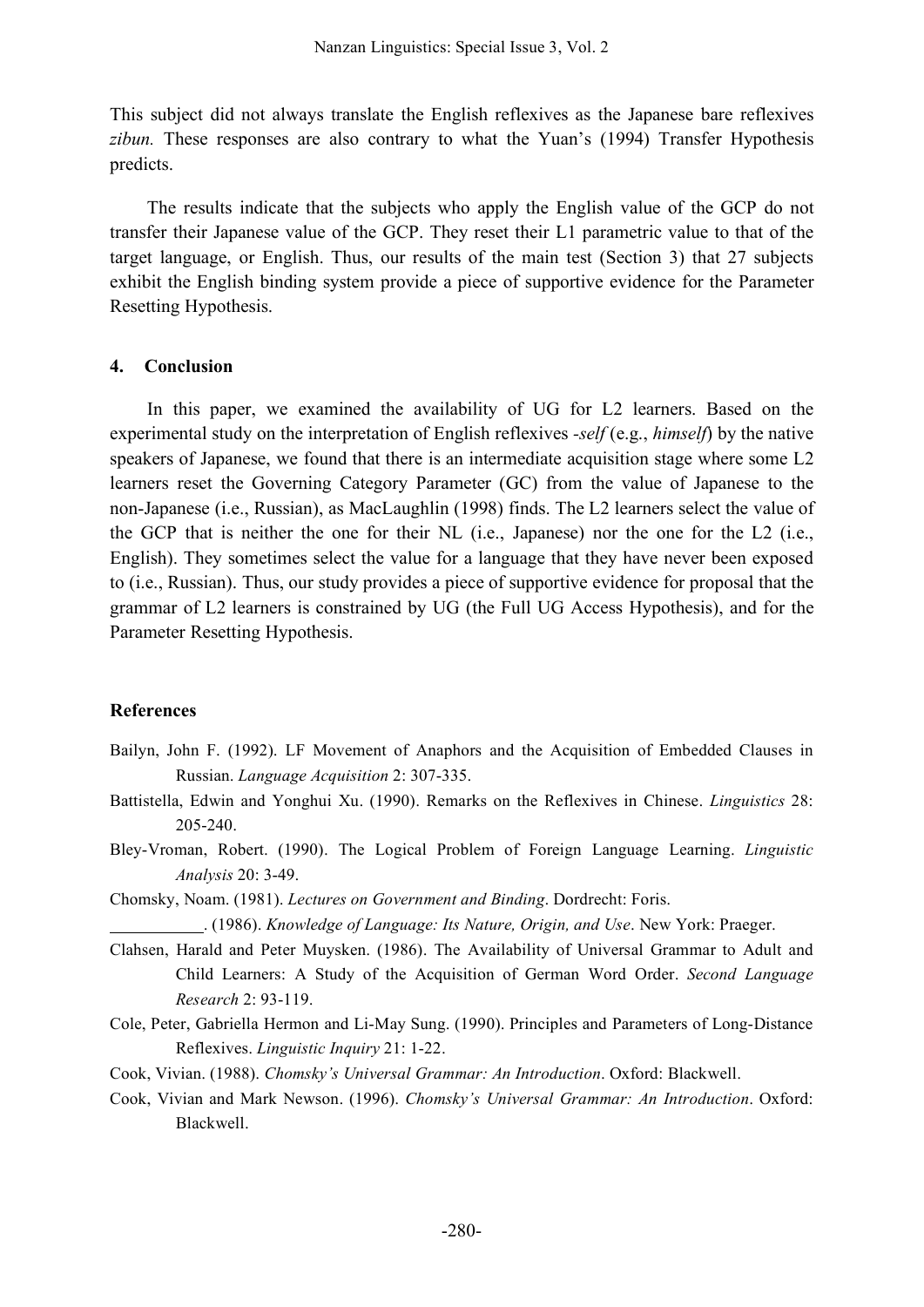This subject did not always translate the English reflexives as the Japanese bare reflexives *zibun.* These responses are also contrary to what the Yuan's (1994) Transfer Hypothesis predicts.

The results indicate that the subjects who apply the English value of the GCP do not transfer their Japanese value of the GCP. They reset their L1 parametric value to that of the target language, or English. Thus, our results of the main test (Section 3) that 27 subjects exhibit the English binding system provide a piece of supportive evidence for the Parameter Resetting Hypothesis.

## 4. Conclusion

In this paper, we examined the availability of UG for L2 learners. Based on the experimental study on the interpretation of English reflexives *-self* (e.g., *himself*) by the native speakers of Japanese, we found that there is an intermediate acquisition stage where some L2 learners reset the Governing Category Parameter (GC) from the value of Japanese to the non-Japanese (i.e., Russian), as MacLaughlin (1998) finds. The L2 learners select the value of the GCP that is neither the one for their NL (i.e., Japanese) nor the one for the L2 (i.e., English). They sometimes select the value for a language that they have never been exposed to (i.e., Russian). Thus, our study provides a piece of supportive evidence for proposal that the grammar of L2 learners is constrained by UG (the Full UG Access Hypothesis), and for the Parameter Resetting Hypothesis.

## References

Bailyn, John F. (1992). LF Movement of Anaphors and the Acquisition of Embedded Clauses in Russian. *Language Acquisition* 2: 307-335.

Battistella, Edwin and Yonghui Xu. (1990). Remarks on the Reflexives in Chinese. *Linguistics* 28: 205-240.

Bley-Vroman, Robert. (1990). The Logical Problem of Foreign Language Learning. *Linguistic Analysis* 20: 3-49.

Chomsky, Noam. (1981). *Lectures on Government and Binding*. Dordrecht: Foris.

__________. (1986). *Knowledge of Language: Its Nature, Origin, and Use*. New York: Praeger.

Clahsen, Harald and Peter Muysken. (1986). The Availability of Universal Grammar to Adult and Child Learners: A Study of the Acquisition of German Word Order. *Second Language Research* 2: 93-119.

Cole, Peter, Gabriella Hermon and Li-May Sung. (1990). Principles and Parameters of Long-Distance Reflexives. *Linguistic Inquiry* 21: 1-22.

Cook, Vivian. (1988). *Chomsky's Universal Grammar: An Introduction*. Oxford: Blackwell.

Cook, Vivian and Mark Newson. (1996). *Chomsky's Universal Grammar: An Introduction*. Oxford: Blackwell.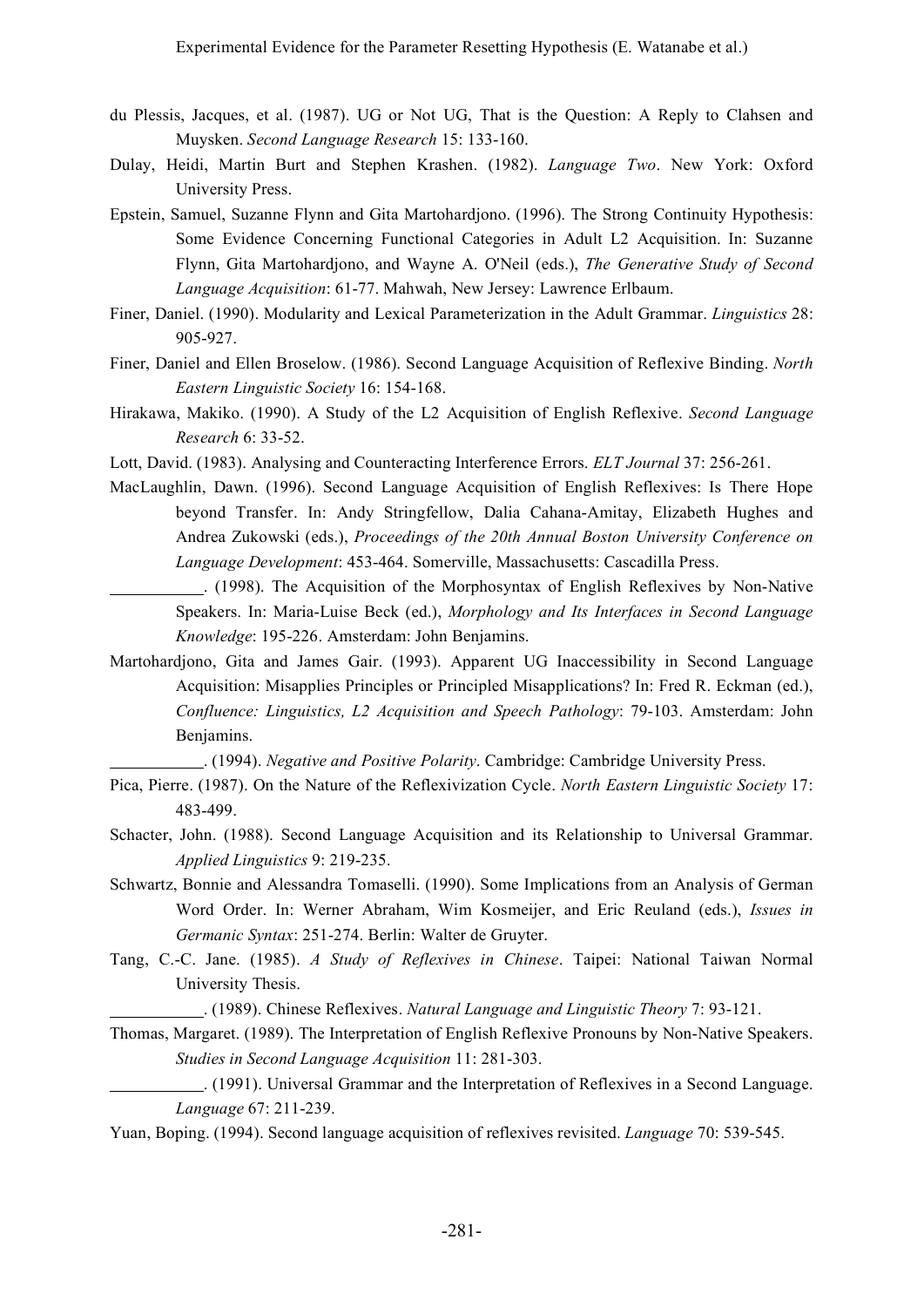du Plessis, Jacques, et al. (1987). UG or Not UG, That is the Question: A Reply to Clahsen and Muysken. *Second Language Research* 15: 133-160.

Dulay, Heidi, Martin Burt and Stephen Krashen. (1982). *Language Two*. New York: Oxford University Press.

Epstein, Samuel, Suzanne Flynn and Gita Martohardjono. (1996). The Strong Continuity Hypothesis: Some Evidence Concerning Functional Categories in Adult L2 Acquisition. In: Suzanne Flynn, Gita Martohardjono, and Wayne A. O'Neil (eds.), *The Generative Study of Second Language Acquisition*: 61-77. Mahwah, New Jersey: Lawrence Erlbaum.

Finer, Daniel. (1990). Modularity and Lexical Parameterization in the Adult Grammar. *Linguistics* 28: 905-927.

Finer, Daniel and Ellen Broselow. (1986). Second Language Acquisition of Reflexive Binding. *North Eastern Linguistic Society* 16: 154-168.

Hirakawa, Makiko. (1990). A Study of the L2 Acquisition of English Reflexive. *Second Language Research* 6: 33-52.

Lott, David. (1983). Analysing and Counteracting Interference Errors. *ELT Journal* 37: 256-261.

MacLaughlin, Dawn. (1996). Second Language Acquisition of English Reflexives: Is There Hope beyond Transfer. In: Andy Stringfellow, Dalia Cahana-Amitay, Elizabeth Hughes and Andrea Zukowski (eds.), *Proceedings of the 20th Annual Boston University Conference on Language Development*: 453-464. Somerville, Massachusetts: Cascadilla Press.

\_\_\_\_\_\_\_\_\_\_\_. (1998). The Acquisition of the Morphosyntax of English Reflexives by Non-Native Speakers. In: Maria-Luise Beck (ed.), *Morphology and Its Interfaces in Second Language Knowledge*: 195-226. Amsterdam: John Benjamins.

Martohardjono, Gita and James Gair. (1993). Apparent UG Inaccessibility in Second Language Acquisition: Misapplies Principles or Principled Misapplications? In: Fred R. Eckman (ed.), *Confluence: Linguistics, L2 Acquisition and Speech Pathology*: 79-103. Amsterdam: John Benjamins.

\_\_\_\_\_\_\_\_\_\_\_. (1994). *Negative and Positive Polarity*. Cambridge: Cambridge University Press.

Pica, Pierre. (1987). On the Nature of the Reflexivization Cycle. *North Eastern Linguistic Society* 17: 483-499.

Schacter, John. (1988). Second Language Acquisition and its Relationship to Universal Grammar. *Applied Linguistics* 9: 219-235.

Schwartz, Bonnie and Alessandra Tomaselli. (1990). Some Implications from an Analysis of German Word Order. In: Werner Abraham, Wim Kosmeijer, and Eric Reuland (eds.), *Issues in Germanic Syntax*: 251-274. Berlin: Walter de Gruyter.

Tang, C.-C. Jane. (1985). *A Study of Reflexives in Chinese*. Taipei: National Taiwan Normal University Thesis.

\_\_\_\_\_\_\_\_\_\_\_. (1989). Chinese Reflexives. *Natural Language and Linguistic Theory* 7: 93-121.

Thomas, Margaret. (1989). The Interpretation of English Reflexive Pronouns by Non-Native Speakers. *Studies in Second Language Acquisition* 11: 281-303.

\_\_\_\_\_\_\_\_\_\_\_. (1991). Universal Grammar and the Interpretation of Reflexives in a Second Language. *Language* 67: 211-239.

Yuan, Boping. (1994). Second language acquisition of reflexives revisited. *Language* 70: 539-545.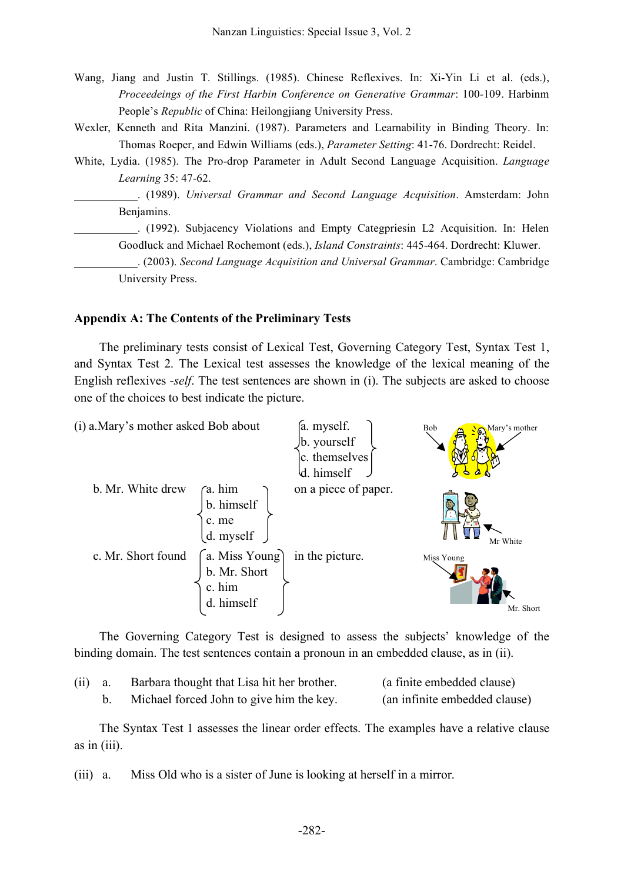Wang, Jiang and Justin T. Stillings. (1985). Chinese Reflexives. In: Xi-Yin Li et al. (eds.), *Proceedeings of the First Harbin Conference on Generative Grammar*: 100-109. Harbinm People's *Republic* of China: Heilongjiang University Press.

Wexler, Kenneth and Rita Manzini. (1987). Parameters and Learnability in Binding Theory. In: Thomas Roeper, and Edwin Williams (eds.), *Parameter Setting*: 41-76. Dordrecht: Reidel.

White, Lydia. (1985). The Pro-drop Parameter in Adult Second Language Acquisition. *Language Learning* 35: 47-62.

\_\_\_\_\_\_\_\_\_\_. (1989). *Universal Grammar and Second Language Acquisition*. Amsterdam: John Benjamins.

\_\_\_\_\_\_\_\_\_\_. (1992). Subjacency Violations and Empty Categpriesin L2 Acquisition. In: Helen Goodluck and Michael Rochemont (eds.), *Island Constraints*: 445-464. Dordrecht: Kluwer.

\_\_\_\_\_\_\_\_\_\_. (2003). *Second Language Acquisition and Universal Grammar*. Cambridge: Cambridge University Press.

## Appendix A: The Contents of the Preliminary Tests

The preliminary tests consist of Lexical Test, Governing Category Test, Syntax Test 1, and Syntax Test 2. The Lexical test assesses the knowledge of the lexical meaning of the English reflexives *-self*. The test sentences are shown in (i). The subjects are asked to choose one of the choices to best indicate the picture.

(i) a. Mary's mother asked Bob about { a. myself. / b. yourself / c. themselves / d. himself }

Bob    Mary's mother

b. Mr. White drew { a. him / b. himself / c. me / d. myself } on a piece of paper.

Mr White

c. Mr. Short found { a. Miss Young / b. Mr. Short / c. him / d. himself } in the picture.

Miss Young    Mr. Short

The Governing Category Test is designed to assess the subjects' knowledge of the binding domain. The test sentences contain a pronoun in an embedded clause, as in (ii).

(ii) a. Barbara thought that Lisa hit her brother. (a finite embedded clause)  
b. Michael forced John to give him the key. (an infinite embedded clause)

The Syntax Test 1 assesses the linear order effects. The examples have a relative clause as in (iii).

(iii) a. Miss Old who is a sister of June is looking at herself in a mirror.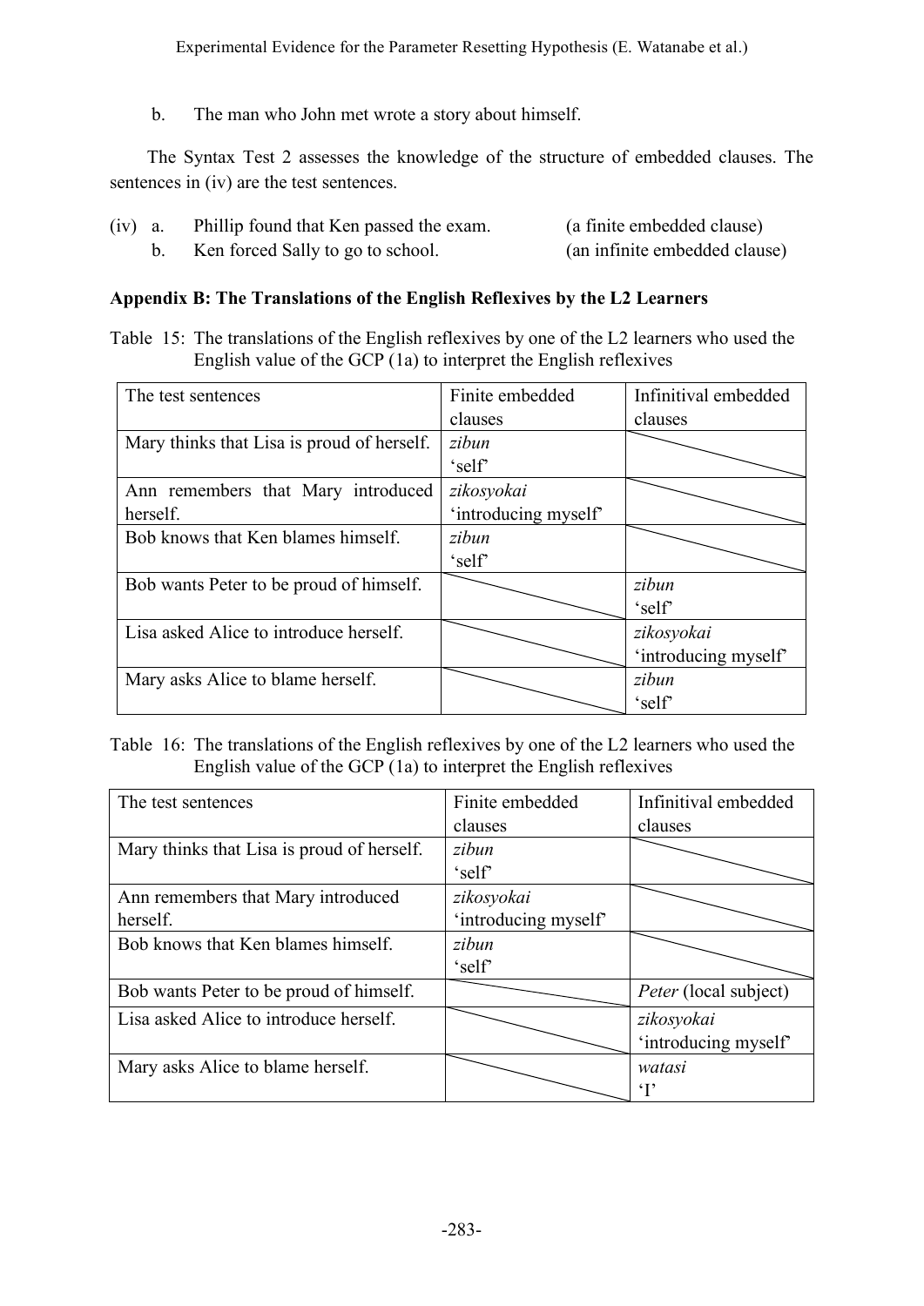b. The man who John met wrote a story about himself.

The Syntax Test 2 assesses the knowledge of the structure of embedded clauses. The sentences in (iv) are the test sentences.

(iv) a. Phillip found that Ken passed the exam. (a finite embedded clause)
b. Ken forced Sally to go to school. (an infinite embedded clause)

### Appendix B: The Translations of the English Reflexives by the L2 Learners

Table 15: The translations of the English reflexives by one of the L2 learners who used the English value of the GCP (1a) to interpret the English reflexives

| The test sentences | Finite embedded clauses | Infinitival embedded clauses |
|---|---|---|
| Mary thinks that Lisa is proud of herself. | *zibun* 'self' | |
| Ann remembers that Mary introduced herself. | *zikosyokai* 'introducing myself' | |
| Bob knows that Ken blames himself. | *zibun* 'self' | |
| Bob wants Peter to be proud of himself. | | *zibun* 'self' |
| Lisa asked Alice to introduce herself. | | *zikosyokai* 'introducing myself' |
| Mary asks Alice to blame herself. | | *zibun* 'self' |

Table 16: The translations of the English reflexives by one of the L2 learners who used the English value of the GCP (1a) to interpret the English reflexives

| The test sentences | Finite embedded clauses | Infinitival embedded clauses |
|---|---|---|
| Mary thinks that Lisa is proud of herself. | *zibun* 'self' | |
| Ann remembers that Mary introduced herself. | *zikosyokai* 'introducing myself' | |
| Bob knows that Ken blames himself. | *zibun* 'self' | |
| Bob wants Peter to be proud of himself. | | *Peter* (local subject) |
| Lisa asked Alice to introduce herself. | | *zikosyokai* 'introducing myself' |
| Mary asks Alice to blame herself. | | *watasi* 'I' |